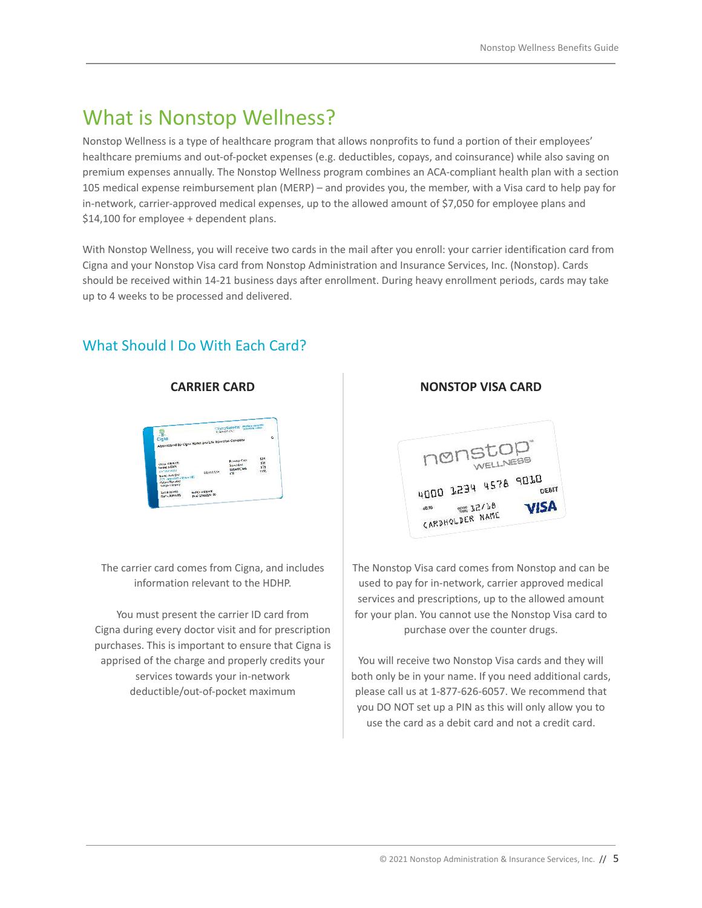# What is Nonstop Wellness?

Nonstop Wellness is a type of healthcare program that allows nonprofits to fund a portion of their employees' healthcare premiums and out-of-pocket expenses (e.g. deductibles, copays, and coinsurance) while also saving on premium expenses annually. The Nonstop Wellness program combines an ACA-compliant health plan with a section 105 medical expense reimbursement plan (MERP) – and provides you, the member, with a Visa card to help pay for in-network, carrier-approved medical expenses, up to the allowed amount of $7,050 for employee plans and $14,100 for employee + dependent plans.

With Nonstop Wellness, you will receive two cards in the mail after you enroll: your carrier identification card from Cigna and your Nonstop Visa card from Nonstop Administration and Insurance Services, Inc. (Nonstop). Cards should be received within 14-21 business days after enrollment. During heavy enrollment periods, cards may take up to 4 weeks to be processed and delivered.

## What Should I Do With Each Card?

**CARRIER CARD**

The carrier card comes from Cigna, and includes information relevant to the HDHP.

You must present the carrier ID card from Cigna during every doctor visit and for prescription purchases. This is important to ensure that Cigna is apprised of the charge and properly credits your services towards your in-network deductible/out-of-pocket maximum

**NONSTOP VISA CARD**

The Nonstop Visa card comes from Nonstop and can be used to pay for in-network, carrier approved medical services and prescriptions, up to the allowed amount for your plan. You cannot use the Nonstop Visa card to purchase over the counter drugs.

You will receive two Nonstop Visa cards and they will both only be in your name. If you need additional cards, please call us at 1-877-626-6057. We recommend that you DO NOT set up a PIN as this will only allow you to use the card as a debit card and not a credit card.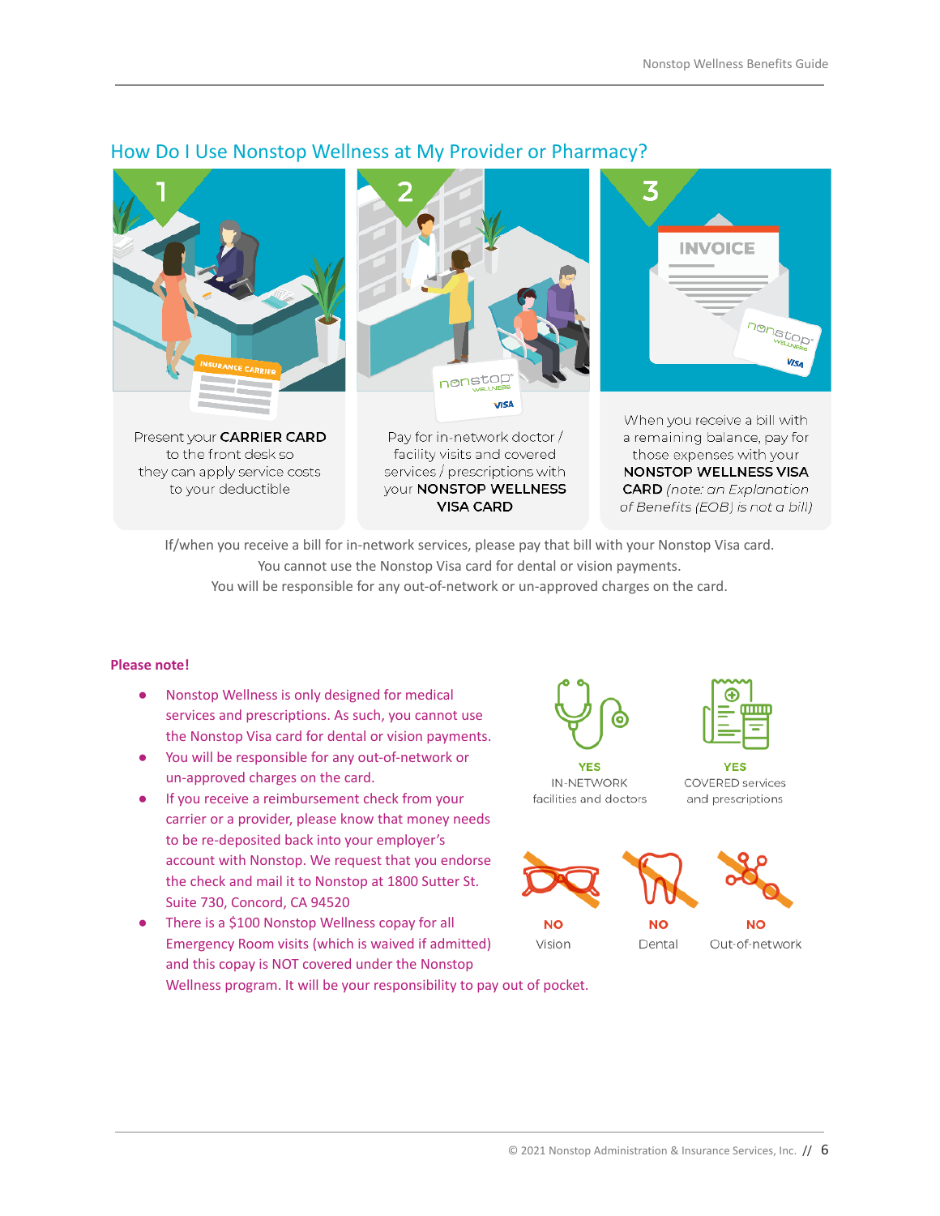## How Do I Use Nonstop Wellness at My Provider or Pharmacy?

**1**

Present your **CARRIER CARD** to the front desk so they can apply service costs to your deductible

**2**

Pay for in-network doctor / facility visits and covered services / prescriptions with your **NONSTOP WELLNESS VISA CARD**

**3**

When you receive a bill with a remaining balance, pay for those expenses with your **NONSTOP WELLNESS VISA CARD** *(note: an Explanation of Benefits (EOB) is not a bill)*

If/when you receive a bill for in-network services, please pay that bill with your Nonstop Visa card.
You cannot use the Nonstop Visa card for dental or vision payments.
You will be responsible for any out-of-network or un-approved charges on the card.

**Please note!**

- Nonstop Wellness is only designed for medical services and prescriptions. As such, you cannot use the Nonstop Visa card for dental or vision payments.
- You will be responsible for any out-of-network or un-approved charges on the card.
- If you receive a reimbursement check from your carrier or a provider, please know that money needs to be re-deposited back into your employer's account with Nonstop. We request that you endorse the check and mail it to Nonstop at 1800 Sutter St. Suite 730, Concord, CA 94520
- There is a $100 Nonstop Wellness copay for all Emergency Room visits (which is waived if admitted) and this copay is NOT covered under the Nonstop Wellness program. It will be your responsibility to pay out of pocket.

**YES**
IN-NETWORK facilities and doctors

**YES**
COVERED services and prescriptions

**NO**
Vision

**NO**
Dental

**NO**
Out-of-network